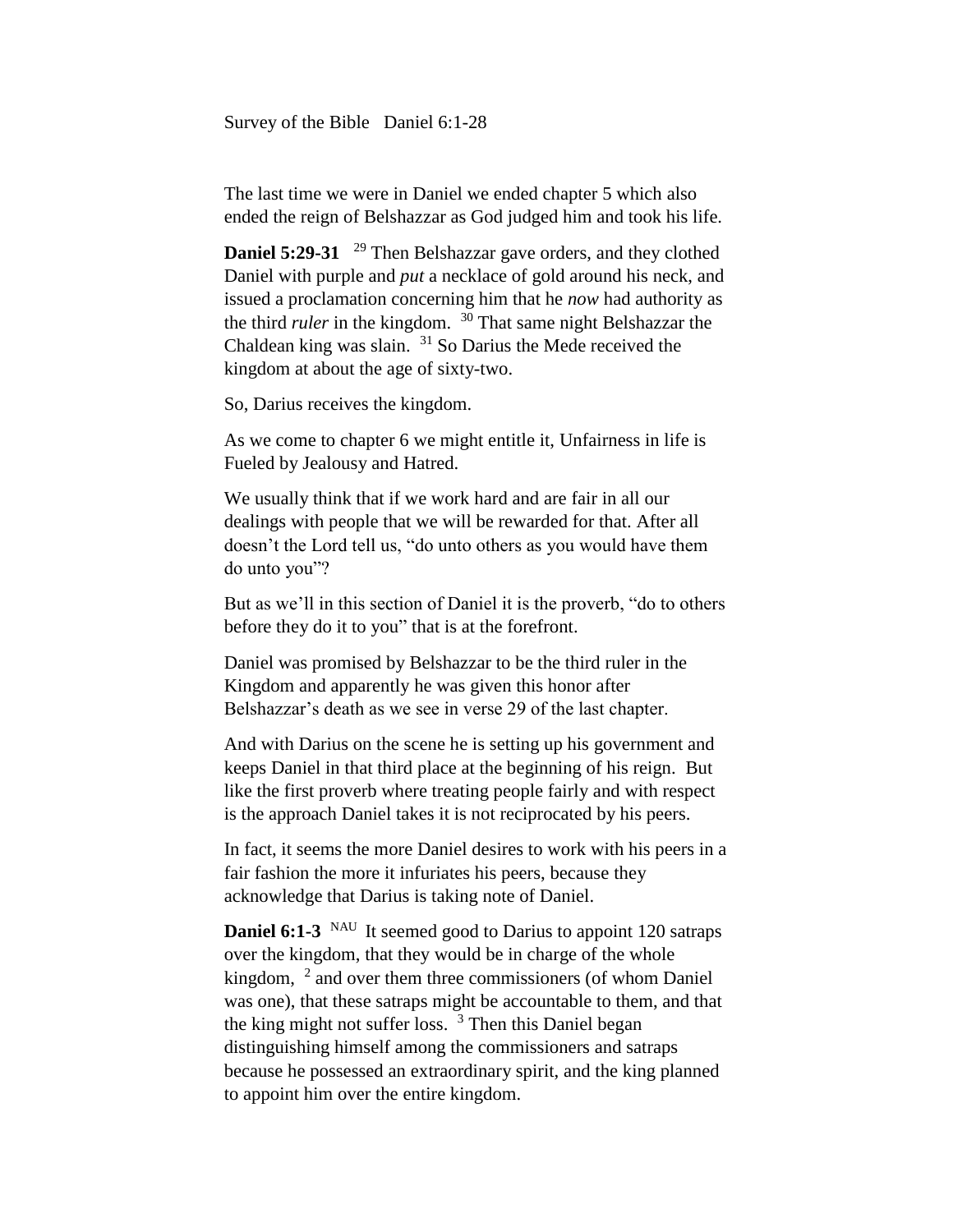Survey of the Bible   Daniel 6:1-28

The last time we were in Daniel we ended chapter 5 which also ended the reign of Belshazzar as God judged him and took his life.

**Daniel 5:29-31** [29] Then Belshazzar gave orders, and they clothed Daniel with purple and *put* a necklace of gold around his neck, and issued a proclamation concerning him that he *now* had authority as the third *ruler* in the kingdom. [30] That same night Belshazzar the Chaldean king was slain. [31] So Darius the Mede received the kingdom at about the age of sixty-two.

So, Darius receives the kingdom.

As we come to chapter 6 we might entitle it, Unfairness in life is Fueled by Jealousy and Hatred.

We usually think that if we work hard and are fair in all our dealings with people that we will be rewarded for that. After all doesn't the Lord tell us, "do unto others as you would have them do unto you"?

But as we'll in this section of Daniel it is the proverb, "do to others before they do it to you" that is at the forefront.

Daniel was promised by Belshazzar to be the third ruler in the Kingdom and apparently he was given this honor after Belshazzar's death as we see in verse 29 of the last chapter.

And with Darius on the scene he is setting up his government and keeps Daniel in that third place at the beginning of his reign. But like the first proverb where treating people fairly and with respect is the approach Daniel takes it is not reciprocated by his peers.

In fact, it seems the more Daniel desires to work with his peers in a fair fashion the more it infuriates his peers, because they acknowledge that Darius is taking note of Daniel.

**Daniel 6:1-3** [NAU] It seemed good to Darius to appoint 120 satraps over the kingdom, that they would be in charge of the whole kingdom, [2] and over them three commissioners (of whom Daniel was one), that these satraps might be accountable to them, and that the king might not suffer loss. [3] Then this Daniel began distinguishing himself among the commissioners and satraps because he possessed an extraordinary spirit, and the king planned to appoint him over the entire kingdom.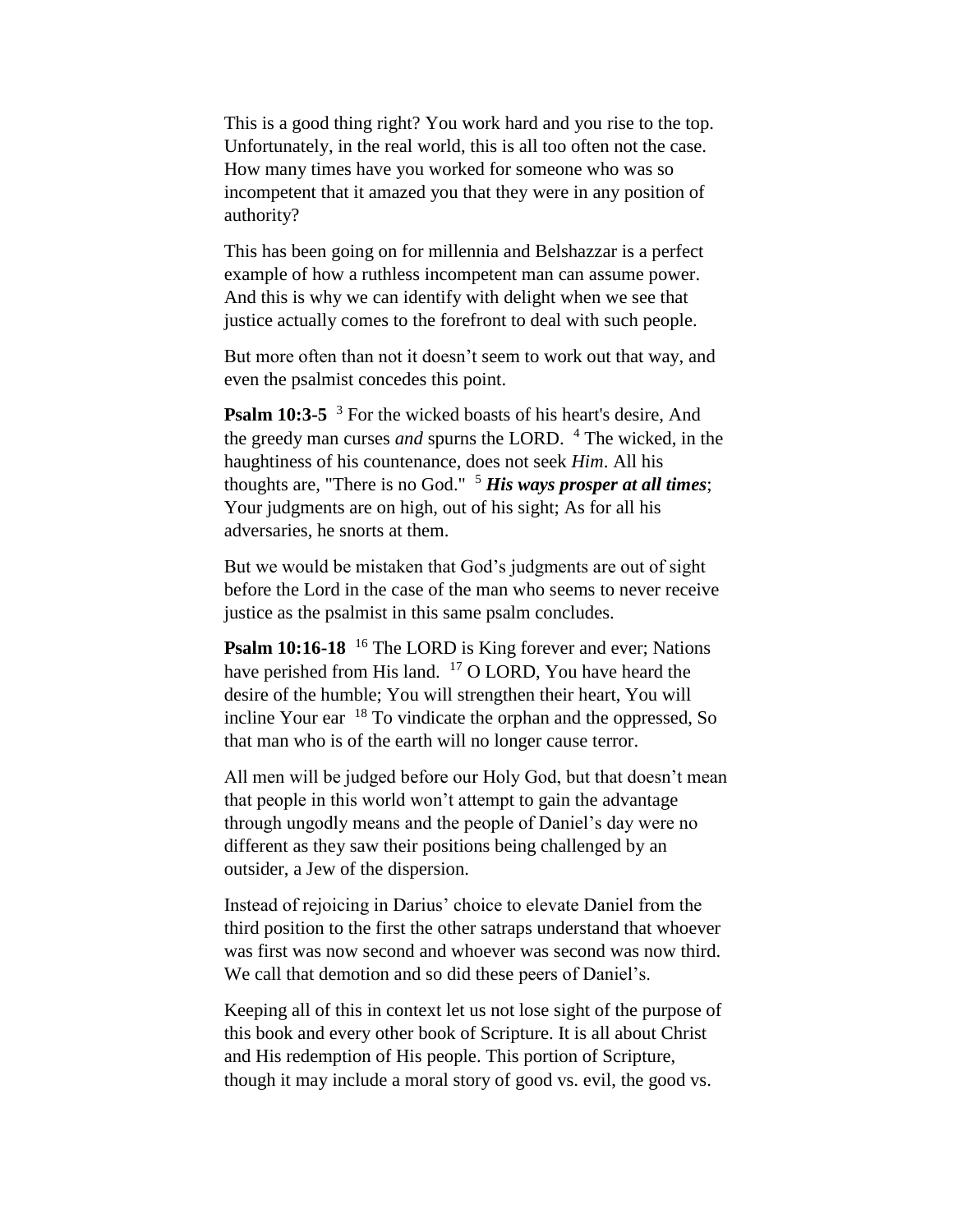This is a good thing right? You work hard and you rise to the top. Unfortunately, in the real world, this is all too often not the case. How many times have you worked for someone who was so incompetent that it amazed you that they were in any position of authority?

This has been going on for millennia and Belshazzar is a perfect example of how a ruthless incompetent man can assume power. And this is why we can identify with delight when we see that justice actually comes to the forefront to deal with such people.

But more often than not it doesn't seem to work out that way, and even the psalmist concedes this point.

**Psalm 10:3-5** [3] For the wicked boasts of his heart's desire, And the greedy man curses *and* spurns the LORD. [4] The wicked, in the haughtiness of his countenance, does not seek *Him*. All his thoughts are, "There is no God." [5] ***His ways prosper at all times***; Your judgments are on high, out of his sight; As for all his adversaries, he snorts at them.

But we would be mistaken that God's judgments are out of sight before the Lord in the case of the man who seems to never receive justice as the psalmist in this same psalm concludes.

**Psalm 10:16-18** [16] The LORD is King forever and ever; Nations have perished from His land. [17] O LORD, You have heard the desire of the humble; You will strengthen their heart, You will incline Your ear [18] To vindicate the orphan and the oppressed, So that man who is of the earth will no longer cause terror.

All men will be judged before our Holy God, but that doesn't mean that people in this world won't attempt to gain the advantage through ungodly means and the people of Daniel's day were no different as they saw their positions being challenged by an outsider, a Jew of the dispersion.

Instead of rejoicing in Darius' choice to elevate Daniel from the third position to the first the other satraps understand that whoever was first was now second and whoever was second was now third. We call that demotion and so did these peers of Daniel's.

Keeping all of this in context let us not lose sight of the purpose of this book and every other book of Scripture. It is all about Christ and His redemption of His people. This portion of Scripture, though it may include a moral story of good vs. evil, the good vs.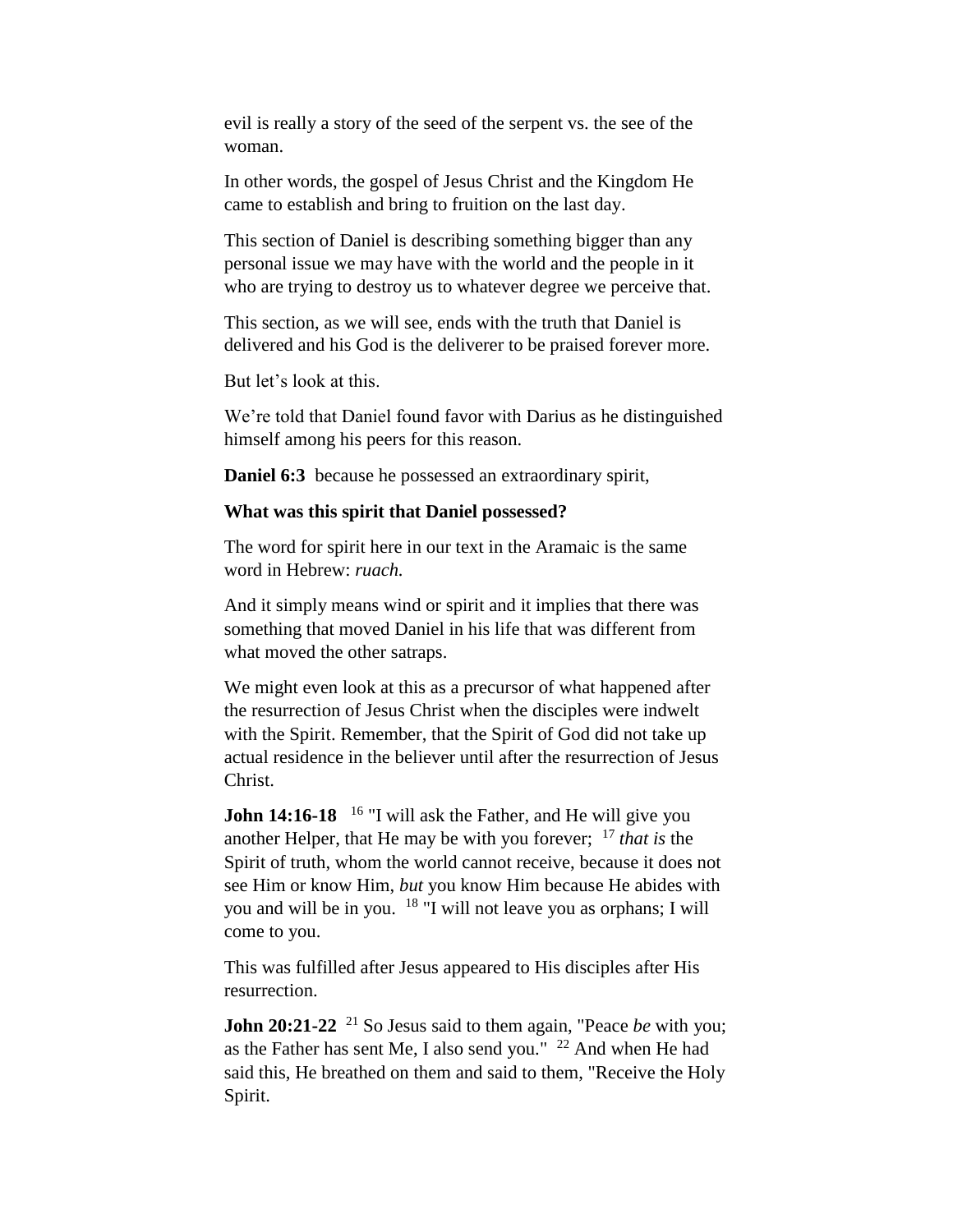evil is really a story of the seed of the serpent vs. the see of the woman.

In other words, the gospel of Jesus Christ and the Kingdom He came to establish and bring to fruition on the last day.

This section of Daniel is describing something bigger than any personal issue we may have with the world and the people in it who are trying to destroy us to whatever degree we perceive that.

This section, as we will see, ends with the truth that Daniel is delivered and his God is the deliverer to be praised forever more.

But let's look at this.

We're told that Daniel found favor with Darius as he distinguished himself among his peers for this reason.

**Daniel 6:3** because he possessed an extraordinary spirit,

**What was this spirit that Daniel possessed?**

The word for spirit here in our text in the Aramaic is the same word in Hebrew: *ruach.*

And it simply means wind or spirit and it implies that there was something that moved Daniel in his life that was different from what moved the other satraps.

We might even look at this as a precursor of what happened after the resurrection of Jesus Christ when the disciples were indwelt with the Spirit. Remember, that the Spirit of God did not take up actual residence in the believer until after the resurrection of Jesus Christ.

**John 14:16-18** [16] "I will ask the Father, and He will give you another Helper, that He may be with you forever; [17] *that is* the Spirit of truth, whom the world cannot receive, because it does not see Him or know Him, *but* you know Him because He abides with you and will be in you. [18] "I will not leave you as orphans; I will come to you.

This was fulfilled after Jesus appeared to His disciples after His resurrection.

**John 20:21-22** [21] So Jesus said to them again, "Peace *be* with you; as the Father has sent Me, I also send you." [22] And when He had said this, He breathed on them and said to them, "Receive the Holy Spirit.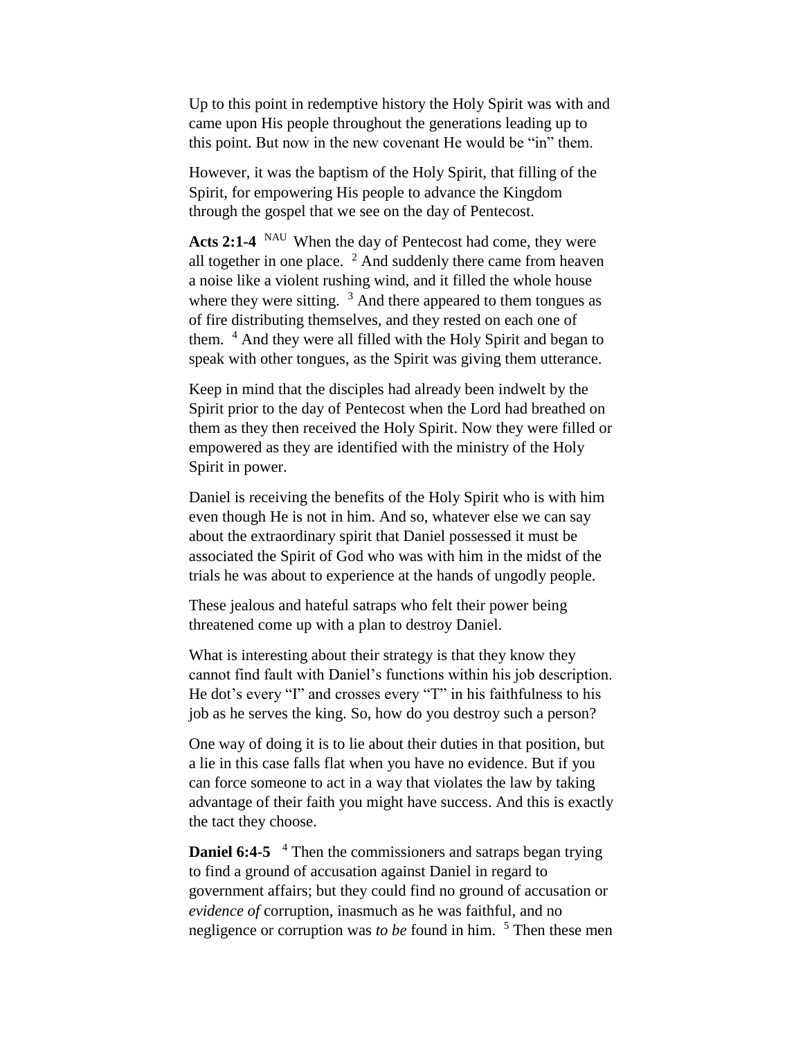Up to this point in redemptive history the Holy Spirit was with and came upon His people throughout the generations leading up to this point. But now in the new covenant He would be "in" them.

However, it was the baptism of the Holy Spirit, that filling of the Spirit, for empowering His people to advance the Kingdom through the gospel that we see on the day of Pentecost.

**Acts 2:1-4** NAU When the day of Pentecost had come, they were all together in one place. [2] And suddenly there came from heaven a noise like a violent rushing wind, and it filled the whole house where they were sitting. [3] And there appeared to them tongues as of fire distributing themselves, and they rested on each one of them. [4] And they were all filled with the Holy Spirit and began to speak with other tongues, as the Spirit was giving them utterance.

Keep in mind that the disciples had already been indwelt by the Spirit prior to the day of Pentecost when the Lord had breathed on them as they then received the Holy Spirit. Now they were filled or empowered as they are identified with the ministry of the Holy Spirit in power.

Daniel is receiving the benefits of the Holy Spirit who is with him even though He is not in him. And so, whatever else we can say about the extraordinary spirit that Daniel possessed it must be associated the Spirit of God who was with him in the midst of the trials he was about to experience at the hands of ungodly people.

These jealous and hateful satraps who felt their power being threatened come up with a plan to destroy Daniel.

What is interesting about their strategy is that they know they cannot find fault with Daniel's functions within his job description. He dot's every "I" and crosses every "T" in his faithfulness to his job as he serves the king. So, how do you destroy such a person?

One way of doing it is to lie about their duties in that position, but a lie in this case falls flat when you have no evidence. But if you can force someone to act in a way that violates the law by taking advantage of their faith you might have success. And this is exactly the tact they choose.

**Daniel 6:4-5** [4] Then the commissioners and satraps began trying to find a ground of accusation against Daniel in regard to government affairs; but they could find no ground of accusation or *evidence of* corruption, inasmuch as he was faithful, and no negligence or corruption was *to be* found in him. [5] Then these men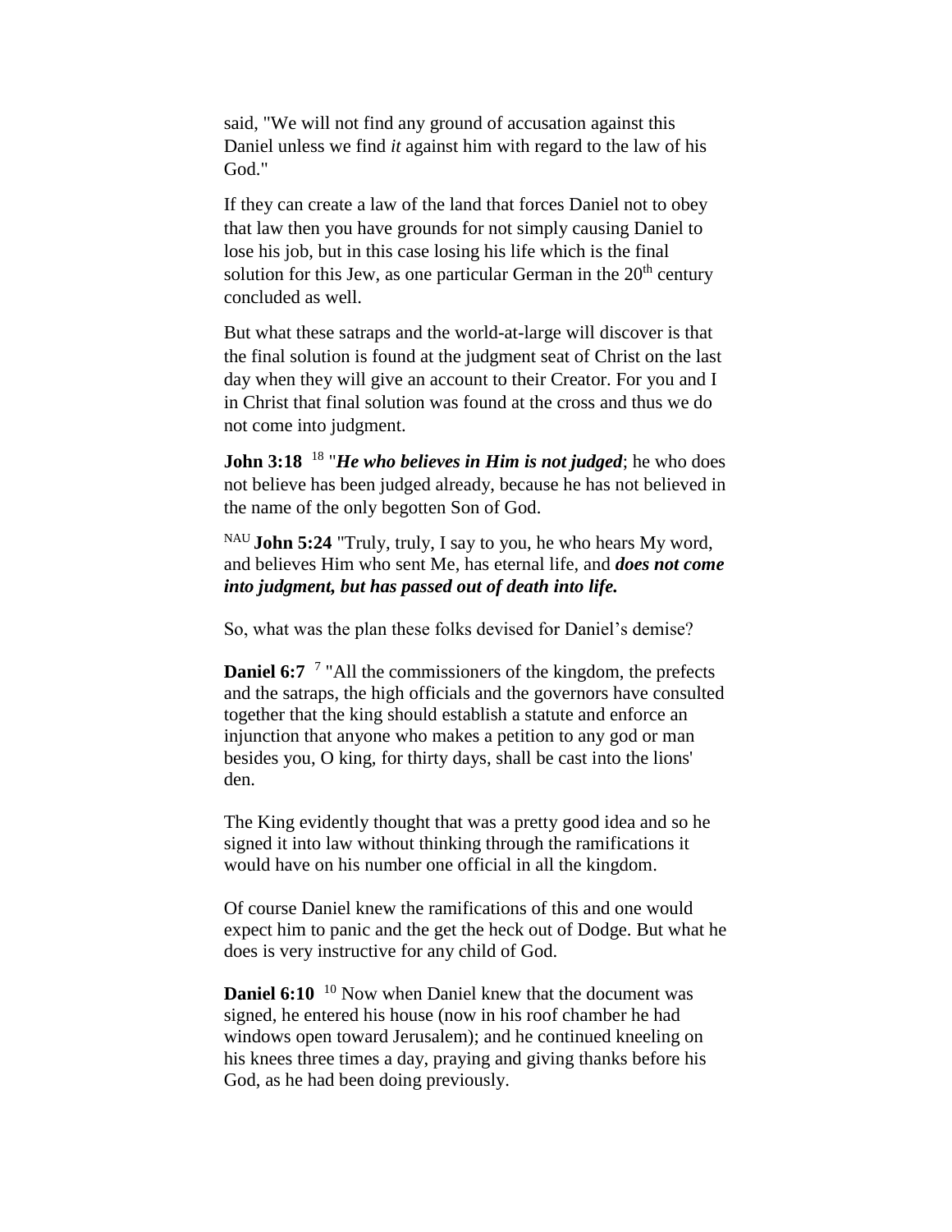said, "We will not find any ground of accusation against this Daniel unless we find *it* against him with regard to the law of his God."

If they can create a law of the land that forces Daniel not to obey that law then you have grounds for not simply causing Daniel to lose his job, but in this case losing his life which is the final solution for this Jew, as one particular German in the 20th century concluded as well.

But what these satraps and the world-at-large will discover is that the final solution is found at the judgment seat of Christ on the last day when they will give an account to their Creator. For you and I in Christ that final solution was found at the cross and thus we do not come into judgment.

**John 3:18** [18] "***He who believes in Him is not judged***; he who does not believe has been judged already, because he has not believed in the name of the only begotten Son of God.

NAU **John 5:24** "Truly, truly, I say to you, he who hears My word, and believes Him who sent Me, has eternal life, and ***does not come into judgment, but has passed out of death into life.***

So, what was the plan these folks devised for Daniel's demise?

**Daniel 6:7** [7] "All the commissioners of the kingdom, the prefects and the satraps, the high officials and the governors have consulted together that the king should establish a statute and enforce an injunction that anyone who makes a petition to any god or man besides you, O king, for thirty days, shall be cast into the lions' den.

The King evidently thought that was a pretty good idea and so he signed it into law without thinking through the ramifications it would have on his number one official in all the kingdom.

Of course Daniel knew the ramifications of this and one would expect him to panic and the get the heck out of Dodge. But what he does is very instructive for any child of God.

**Daniel 6:10** [10] Now when Daniel knew that the document was signed, he entered his house (now in his roof chamber he had windows open toward Jerusalem); and he continued kneeling on his knees three times a day, praying and giving thanks before his God, as he had been doing previously.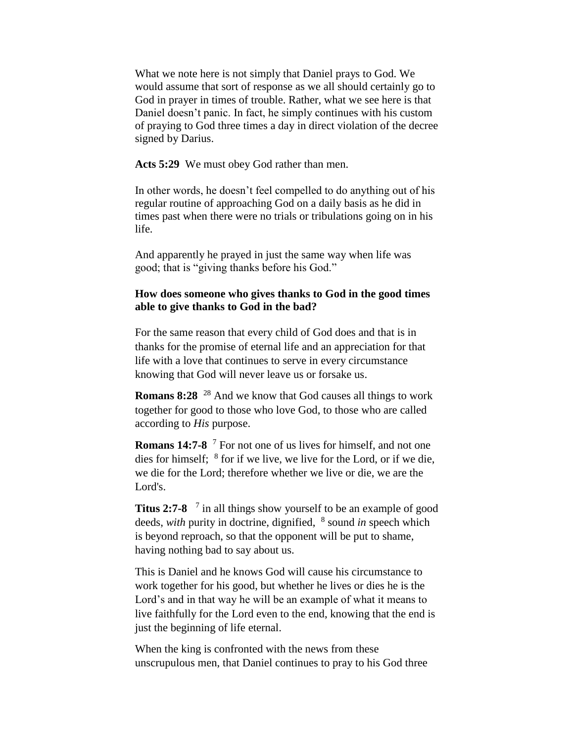What we note here is not simply that Daniel prays to God. We would assume that sort of response as we all should certainly go to God in prayer in times of trouble. Rather, what we see here is that Daniel doesn't panic. In fact, he simply continues with his custom of praying to God three times a day in direct violation of the decree signed by Darius.

**Acts 5:29** We must obey God rather than men.

In other words, he doesn't feel compelled to do anything out of his regular routine of approaching God on a daily basis as he did in times past when there were no trials or tribulations going on in his life.

And apparently he prayed in just the same way when life was good; that is "giving thanks before his God."

**How does someone who gives thanks to God in the good times able to give thanks to God in the bad?**

For the same reason that every child of God does and that is in thanks for the promise of eternal life and an appreciation for that life with a love that continues to serve in every circumstance knowing that God will never leave us or forsake us.

**Romans 8:28** [28] And we know that God causes all things to work together for good to those who love God, to those who are called according to *His* purpose.

**Romans 14:7-8** [7] For not one of us lives for himself, and not one dies for himself; [8] for if we live, we live for the Lord, or if we die, we die for the Lord; therefore whether we live or die, we are the Lord's.

**Titus 2:7-8** [7] in all things show yourself to be an example of good deeds, *with* purity in doctrine, dignified, [8] sound *in* speech which is beyond reproach, so that the opponent will be put to shame, having nothing bad to say about us.

This is Daniel and he knows God will cause his circumstance to work together for his good, but whether he lives or dies he is the Lord's and in that way he will be an example of what it means to live faithfully for the Lord even to the end, knowing that the end is just the beginning of life eternal.

When the king is confronted with the news from these unscrupulous men, that Daniel continues to pray to his God three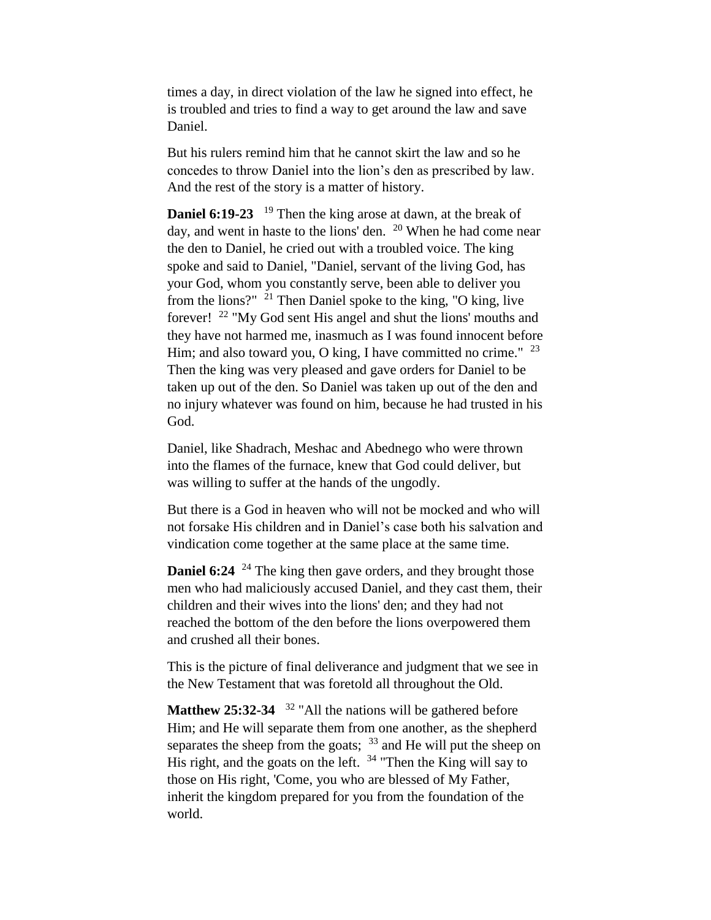times a day, in direct violation of the law he signed into effect, he is troubled and tries to find a way to get around the law and save Daniel.

But his rulers remind him that he cannot skirt the law and so he concedes to throw Daniel into the lion's den as prescribed by law. And the rest of the story is a matter of history.

**Daniel 6:19-23** [19] Then the king arose at dawn, at the break of day, and went in haste to the lions' den. [20] When he had come near the den to Daniel, he cried out with a troubled voice. The king spoke and said to Daniel, "Daniel, servant of the living God, has your God, whom you constantly serve, been able to deliver you from the lions?" [21] Then Daniel spoke to the king, "O king, live forever! [22] "My God sent His angel and shut the lions' mouths and they have not harmed me, inasmuch as I was found innocent before Him; and also toward you, O king, I have committed no crime." [23] Then the king was very pleased and gave orders for Daniel to be taken up out of the den. So Daniel was taken up out of the den and no injury whatever was found on him, because he had trusted in his God.

Daniel, like Shadrach, Meshac and Abednego who were thrown into the flames of the furnace, knew that God could deliver, but was willing to suffer at the hands of the ungodly.

But there is a God in heaven who will not be mocked and who will not forsake His children and in Daniel's case both his salvation and vindication come together at the same place at the same time.

**Daniel 6:24** [24] The king then gave orders, and they brought those men who had maliciously accused Daniel, and they cast them, their children and their wives into the lions' den; and they had not reached the bottom of the den before the lions overpowered them and crushed all their bones.

This is the picture of final deliverance and judgment that we see in the New Testament that was foretold all throughout the Old.

**Matthew 25:32-34** [32] "All the nations will be gathered before Him; and He will separate them from one another, as the shepherd separates the sheep from the goats; [33] and He will put the sheep on His right, and the goats on the left. [34] "Then the King will say to those on His right, 'Come, you who are blessed of My Father, inherit the kingdom prepared for you from the foundation of the world.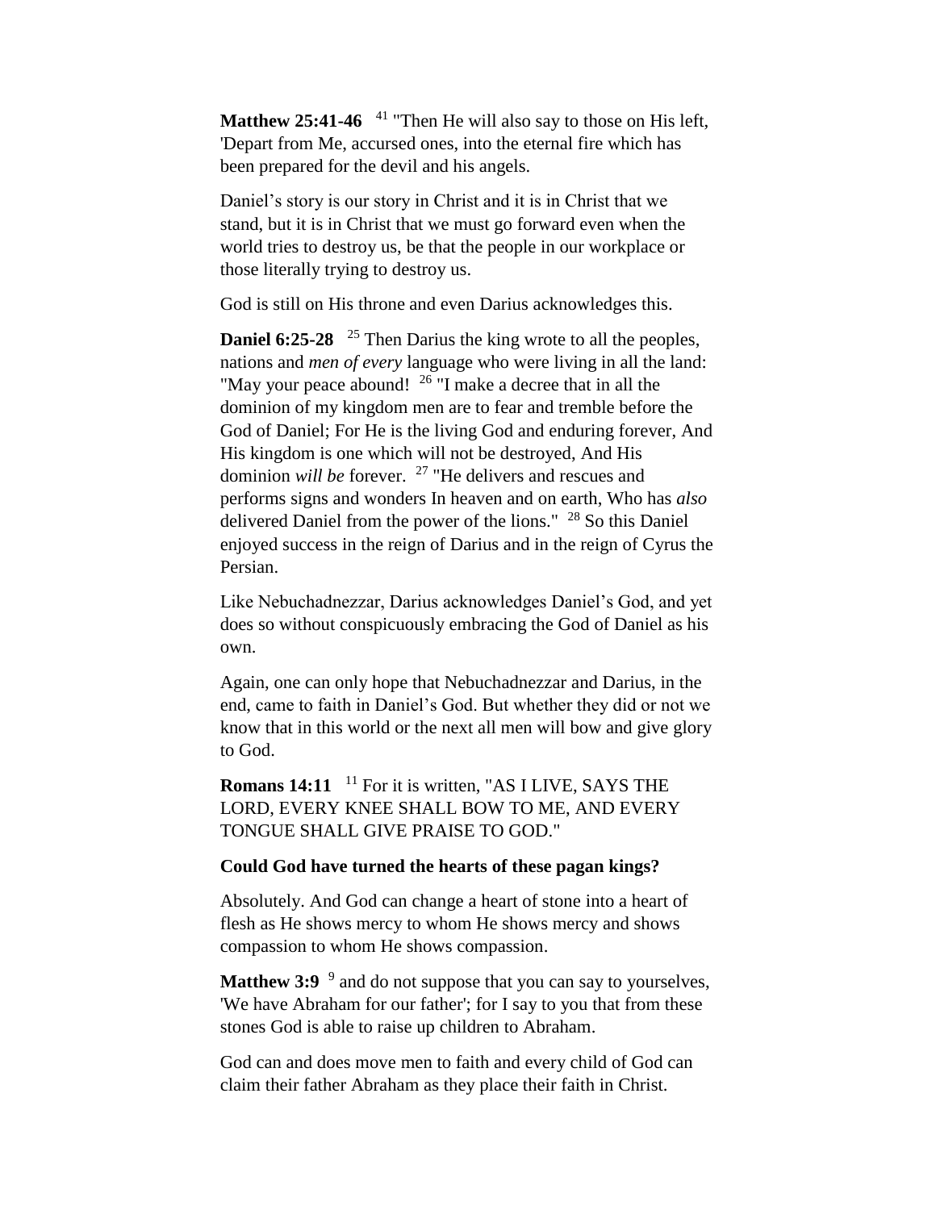**Matthew 25:41-46** [41] "Then He will also say to those on His left, 'Depart from Me, accursed ones, into the eternal fire which has been prepared for the devil and his angels.

Daniel's story is our story in Christ and it is in Christ that we stand, but it is in Christ that we must go forward even when the world tries to destroy us, be that the people in our workplace or those literally trying to destroy us.

God is still on His throne and even Darius acknowledges this.

**Daniel 6:25-28** [25] Then Darius the king wrote to all the peoples, nations and *men of every* language who were living in all the land: "May your peace abound! [26] "I make a decree that in all the dominion of my kingdom men are to fear and tremble before the God of Daniel; For He is the living God and enduring forever, And His kingdom is one which will not be destroyed, And His dominion *will be* forever. [27] "He delivers and rescues and performs signs and wonders In heaven and on earth, Who has *also* delivered Daniel from the power of the lions." [28] So this Daniel enjoyed success in the reign of Darius and in the reign of Cyrus the Persian.

Like Nebuchadnezzar, Darius acknowledges Daniel's God, and yet does so without conspicuously embracing the God of Daniel as his own.

Again, one can only hope that Nebuchadnezzar and Darius, in the end, came to faith in Daniel's God. But whether they did or not we know that in this world or the next all men will bow and give glory to God.

**Romans 14:11** [11] For it is written, "AS I LIVE, SAYS THE LORD, EVERY KNEE SHALL BOW TO ME, AND EVERY TONGUE SHALL GIVE PRAISE TO GOD."

**Could God have turned the hearts of these pagan kings?**

Absolutely. And God can change a heart of stone into a heart of flesh as He shows mercy to whom He shows mercy and shows compassion to whom He shows compassion.

**Matthew 3:9** [9] and do not suppose that you can say to yourselves, 'We have Abraham for our father'; for I say to you that from these stones God is able to raise up children to Abraham.

God can and does move men to faith and every child of God can claim their father Abraham as they place their faith in Christ.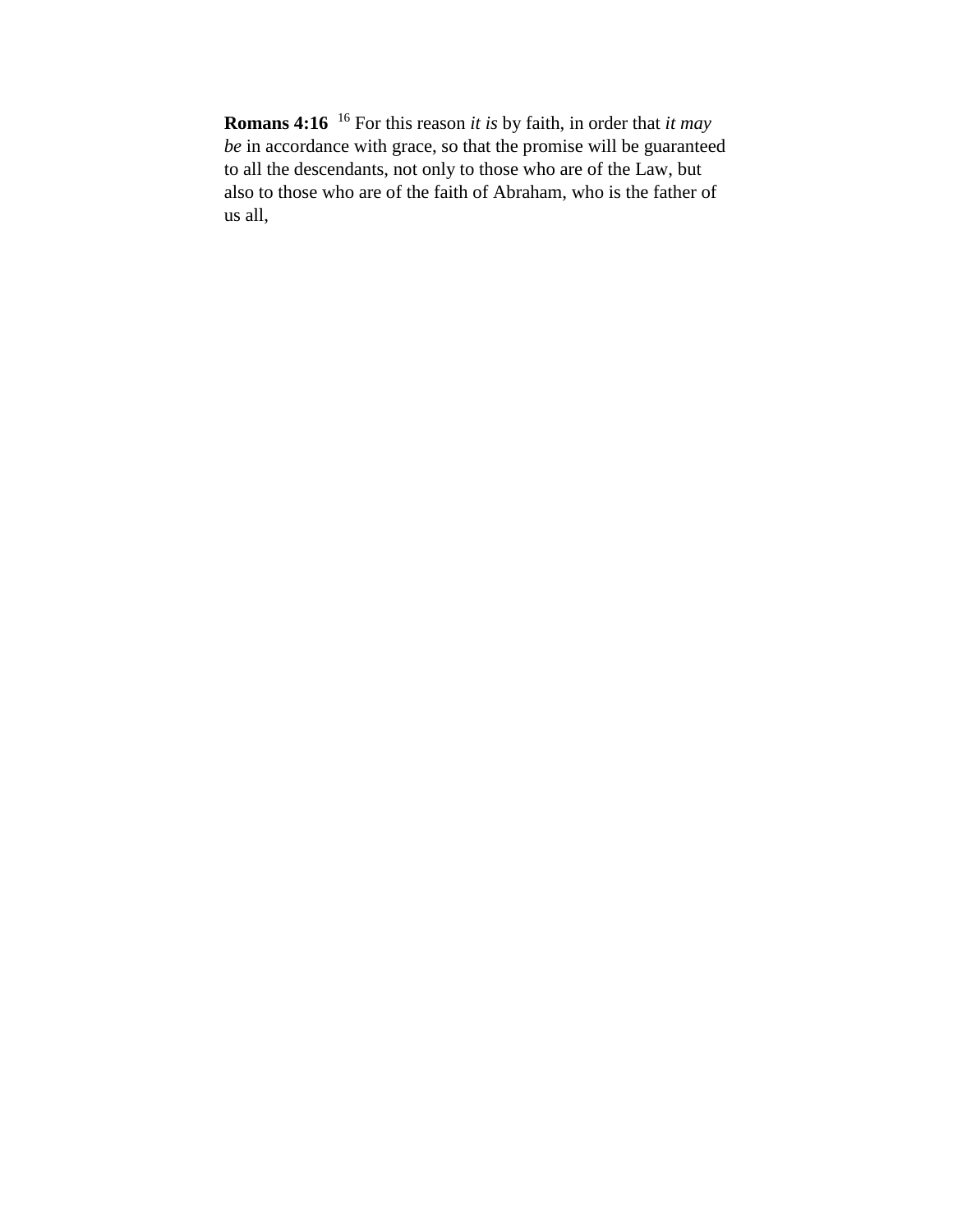**Romans 4:16** [16] For this reason *it is* by faith, in order that *it may be* in accordance with grace, so that the promise will be guaranteed to all the descendants, not only to those who are of the Law, but also to those who are of the faith of Abraham, who is the father of us all,